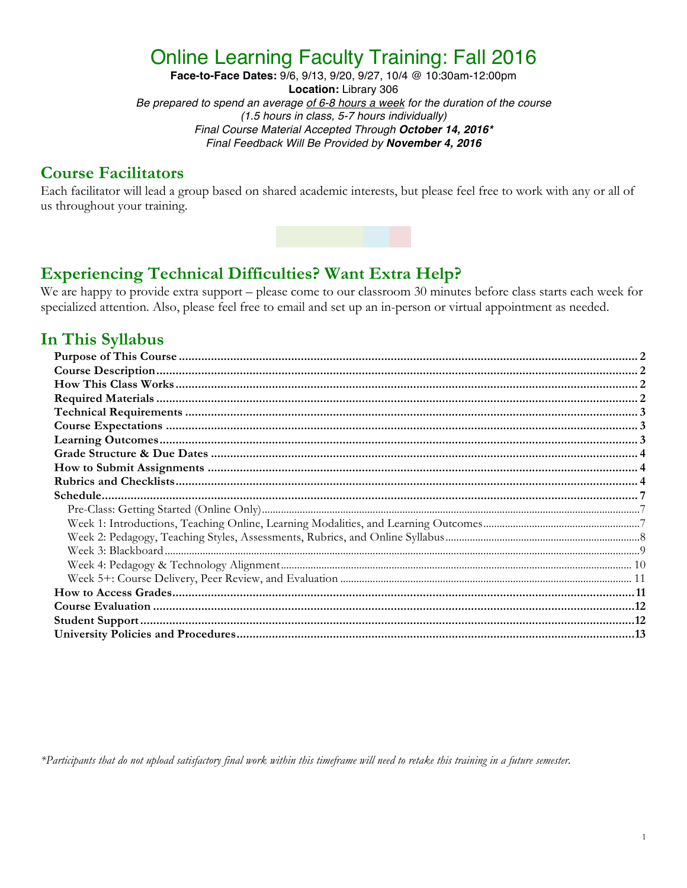# Online Learning Faculty Training: Fall 2016

**Face-to-Face Dates:** 9/6, 9/13, 9/20, 9/27, 10/4 @ 10:30am-12:00pm
**Location:** Library 306
*Be prepared to spend an average of 6-8 hours a week for the duration of the course*
*(1.5 hours in class, 5-7 hours individually)*
*Final Course Material Accepted Through **October 14, 2016****
*Final Feedback Will Be Provided by **November 4, 2016***

## Course Facilitators

Each facilitator will lead a group based on shared academic interests, but please feel free to work with any or all of us throughout your training.

## Experiencing Technical Difficulties? Want Extra Help?

We are happy to provide extra support – please come to our classroom 30 minutes before class starts each week for specialized attention. Also, please feel free to email and set up an in-person or virtual appointment as needed.

## In This Syllabus

- **Purpose of This Course** ..... 2
- **Course Description** ..... 2
- **How This Class Works** ..... 2
- **Required Materials** ..... 2
- **Technical Requirements** ..... 3
- **Course Expectations** ..... 3
- **Learning Outcomes** ..... 3
- **Grade Structure & Due Dates** ..... 4
- **How to Submit Assignments** ..... 4
- **Rubrics and Checklists** ..... 4
- **Schedule** ..... 7
  - Pre-Class: Getting Started (Online Only) ..... 7
  - Week 1: Introductions, Teaching Online, Learning Modalities, and Learning Outcomes ..... 7
  - Week 2: Pedagogy, Teaching Styles, Assessments, Rubrics, and Online Syllabus ..... 8
  - Week 3: Blackboard ..... 9
  - Week 4: Pedagogy & Technology Alignment ..... 10
  - Week 5+: Course Delivery, Peer Review, and Evaluation ..... 11
- **How to Access Grades** ..... 11
- **Course Evaluation** ..... 12
- **Student Support** ..... 12
- **University Policies and Procedures** ..... 13

*\*Participants that do not upload satisfactory final work within this timeframe will need to retake this training in a future semester.*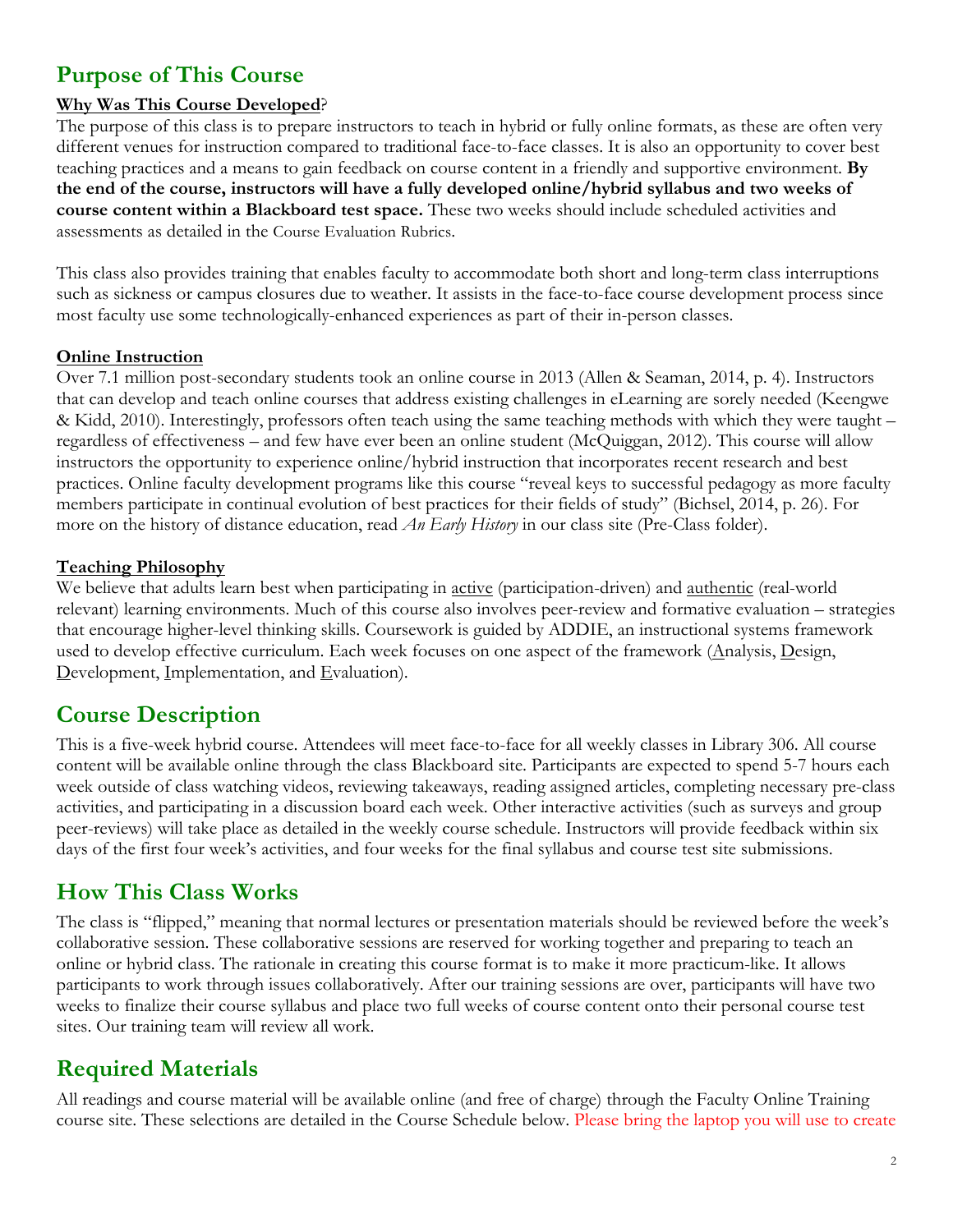## Purpose of This Course

### <u>Why Was This Course Developed</u>?

The purpose of this class is to prepare instructors to teach in hybrid or fully online formats, as these are often very different venues for instruction compared to traditional face-to-face classes. It is also an opportunity to cover best teaching practices and a means to gain feedback on course content in a friendly and supportive environment. **By the end of the course, instructors will have a fully developed online/hybrid syllabus and two weeks of course content within a Blackboard test space.** These two weeks should include scheduled activities and assessments as detailed in the Course Evaluation Rubrics.

This class also provides training that enables faculty to accommodate both short and long-term class interruptions such as sickness or campus closures due to weather. It assists in the face-to-face course development process since most faculty use some technologically-enhanced experiences as part of their in-person classes.

### <u>Online Instruction</u>

Over 7.1 million post-secondary students took an online course in 2013 (Allen & Seaman, 2014, p. 4). Instructors that can develop and teach online courses that address existing challenges in eLearning are sorely needed (Keengwe & Kidd, 2010). Interestingly, professors often teach using the same teaching methods with which they were taught – regardless of effectiveness – and few have ever been an online student (McQuiggan, 2012). This course will allow instructors the opportunity to experience online/hybrid instruction that incorporates recent research and best practices. Online faculty development programs like this course "reveal keys to successful pedagogy as more faculty members participate in continual evolution of best practices for their fields of study" (Bichsel, 2014, p. 26). For more on the history of distance education, read *An Early History* in our class site (Pre-Class folder).

### <u>Teaching Philosophy</u>

We believe that adults learn best when participating in <u>active</u> (participation-driven) and <u>authentic</u> (real-world relevant) learning environments. Much of this course also involves peer-review and formative evaluation – strategies that encourage higher-level thinking skills. Coursework is guided by ADDIE, an instructional systems framework used to develop effective curriculum. Each week focuses on one aspect of the framework (<u>A</u>nalysis, <u>D</u>esign, <u>D</u>evelopment, <u>I</u>mplementation, and <u>E</u>valuation).

## Course Description

This is a five-week hybrid course. Attendees will meet face-to-face for all weekly classes in Library 306. All course content will be available online through the class Blackboard site. Participants are expected to spend 5-7 hours each week outside of class watching videos, reviewing takeaways, reading assigned articles, completing necessary pre-class activities, and participating in a discussion board each week. Other interactive activities (such as surveys and group peer-reviews) will take place as detailed in the weekly course schedule. Instructors will provide feedback within six days of the first four week's activities, and four weeks for the final syllabus and course test site submissions.

## How This Class Works

The class is "flipped," meaning that normal lectures or presentation materials should be reviewed before the week's collaborative session. These collaborative sessions are reserved for working together and preparing to teach an online or hybrid class. The rationale in creating this course format is to make it more practicum-like. It allows participants to work through issues collaboratively. After our training sessions are over, participants will have two weeks to finalize their course syllabus and place two full weeks of course content onto their personal course test sites. Our training team will review all work.

## Required Materials

All readings and course material will be available online (and free of charge) through the Faculty Online Training course site. These selections are detailed in the Course Schedule below. Please bring the laptop you will use to create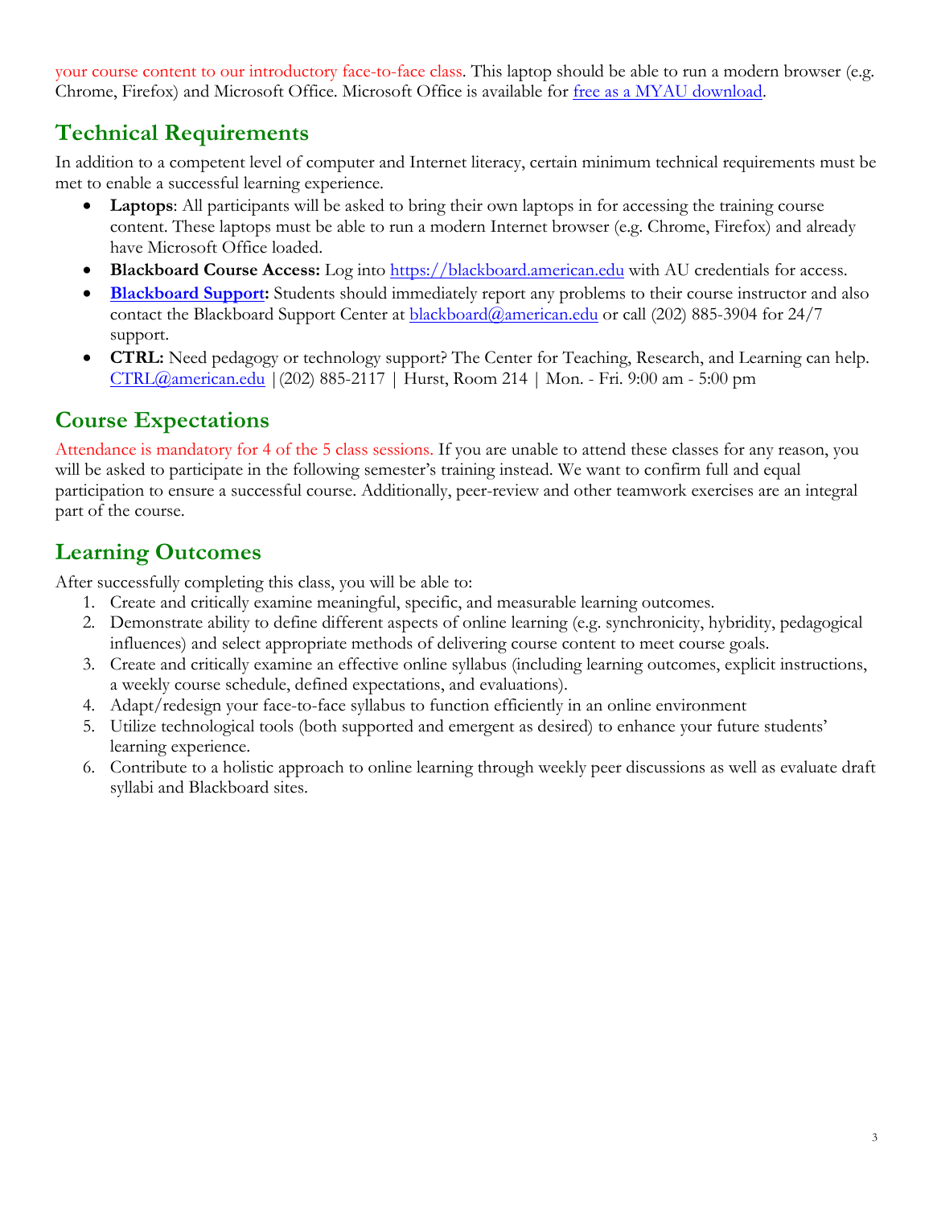your course content to our introductory face-to-face class. This laptop should be able to run a modern browser (e.g. Chrome, Firefox) and Microsoft Office. Microsoft Office is available for [free as a MYAU download](#).

## Technical Requirements

In addition to a competent level of computer and Internet literacy, certain minimum technical requirements must be met to enable a successful learning experience.

- **Laptops**: All participants will be asked to bring their own laptops in for accessing the training course content. These laptops must be able to run a modern Internet browser (e.g. Chrome, Firefox) and already have Microsoft Office loaded.
- **Blackboard Course Access:** Log into https://blackboard.american.edu with AU credentials for access.
- **Blackboard Support:** Students should immediately report any problems to their course instructor and also contact the Blackboard Support Center at blackboard@american.edu or call (202) 885-3904 for 24/7 support.
- **CTRL:** Need pedagogy or technology support? The Center for Teaching, Research, and Learning can help. CTRL@american.edu | (202) 885-2117 | Hurst, Room 214 | Mon. - Fri. 9:00 am - 5:00 pm

## Course Expectations

Attendance is mandatory for 4 of the 5 class sessions. If you are unable to attend these classes for any reason, you will be asked to participate in the following semester's training instead. We want to confirm full and equal participation to ensure a successful course. Additionally, peer-review and other teamwork exercises are an integral part of the course.

## Learning Outcomes

After successfully completing this class, you will be able to:

1. Create and critically examine meaningful, specific, and measurable learning outcomes.
2. Demonstrate ability to define different aspects of online learning (e.g. synchronicity, hybridity, pedagogical influences) and select appropriate methods of delivering course content to meet course goals.
3. Create and critically examine an effective online syllabus (including learning outcomes, explicit instructions, a weekly course schedule, defined expectations, and evaluations).
4. Adapt/redesign your face-to-face syllabus to function efficiently in an online environment
5. Utilize technological tools (both supported and emergent as desired) to enhance your future students' learning experience.
6. Contribute to a holistic approach to online learning through weekly peer discussions as well as evaluate draft syllabi and Blackboard sites.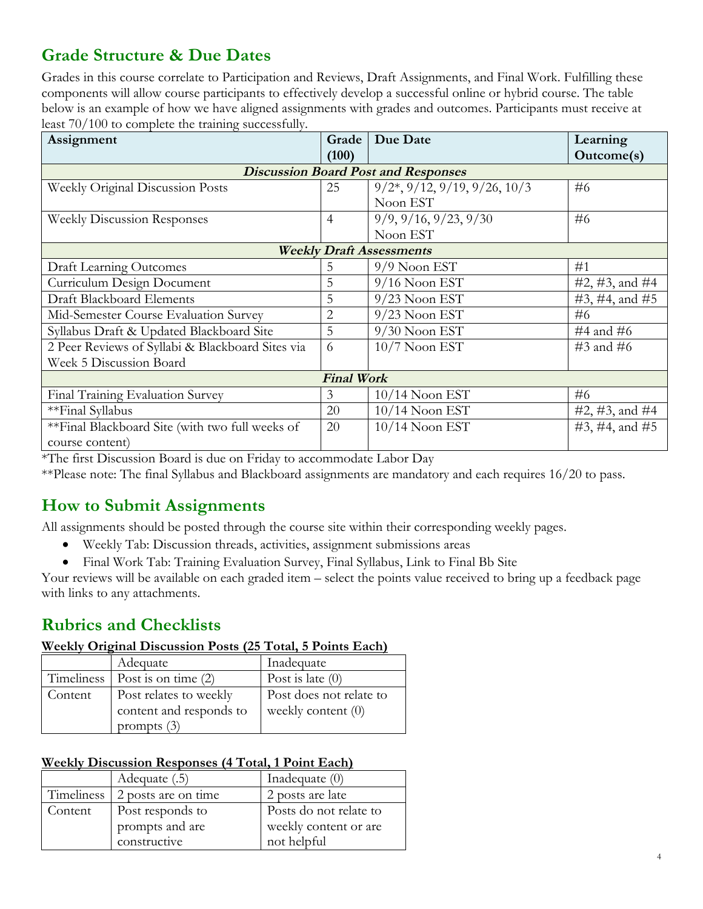## Grade Structure & Due Dates

Grades in this course correlate to Participation and Reviews, Draft Assignments, and Final Work. Fulfilling these components will allow course participants to effectively develop a successful online or hybrid course. The table below is an example of how we have aligned assignments with grades and outcomes. Participants must receive at least 70/100 to complete the training successfully.

| Assignment | Grade (100) | Due Date | Learning Outcome(s) |
|---|---|---|---|
| ***Discussion Board Post and Responses*** | | | |
| Weekly Original Discussion Posts | 25 | 9/2*, 9/12, 9/19, 9/26, 10/3 Noon EST | #6 |
| Weekly Discussion Responses | 4 | 9/9, 9/16, 9/23, 9/30 Noon EST | #6 |
| ***Weekly Draft Assessments*** | | | |
| Draft Learning Outcomes | 5 | 9/9 Noon EST | #1 |
| Curriculum Design Document | 5 | 9/16 Noon EST | #2, #3, and #4 |
| Draft Blackboard Elements | 5 | 9/23 Noon EST | #3, #4, and #5 |
| Mid-Semester Course Evaluation Survey | 2 | 9/23 Noon EST | #6 |
| Syllabus Draft & Updated Blackboard Site | 5 | 9/30 Noon EST | #4 and #6 |
| 2 Peer Reviews of Syllabi & Blackboard Sites via Week 5 Discussion Board | 6 | 10/7 Noon EST | #3 and #6 |
| ***Final Work*** | | | |
| Final Training Evaluation Survey | 3 | 10/14 Noon EST | #6 |
| **Final Syllabus | 20 | 10/14 Noon EST | #2, #3, and #4 |
| **Final Blackboard Site (with two full weeks of course content) | 20 | 10/14 Noon EST | #3, #4, and #5 |

*The first Discussion Board is due on Friday to accommodate Labor Day

**Please note: The final Syllabus and Blackboard assignments are mandatory and each requires 16/20 to pass.

## How to Submit Assignments

All assignments should be posted through the course site within their corresponding weekly pages.

- Weekly Tab: Discussion threads, activities, assignment submissions areas
- Final Work Tab: Training Evaluation Survey, Final Syllabus, Link to Final Bb Site

Your reviews will be available on each graded item – select the points value received to bring up a feedback page with links to any attachments.

## Rubrics and Checklists

**Weekly Original Discussion Posts (25 Total, 5 Points Each)**

| | Adequate | Inadequate |
|---|---|---|
| Timeliness | Post is on time (2) | Post is late (0) |
| Content | Post relates to weekly content and responds to prompts (3) | Post does not relate to weekly content (0) |

**Weekly Discussion Responses (4 Total, 1 Point Each)**

| | Adequate (.5) | Inadequate (0) |
|---|---|---|
| Timeliness | 2 posts are on time | 2 posts are late |
| Content | Post responds to prompts and are constructive | Posts do not relate to weekly content or are not helpful |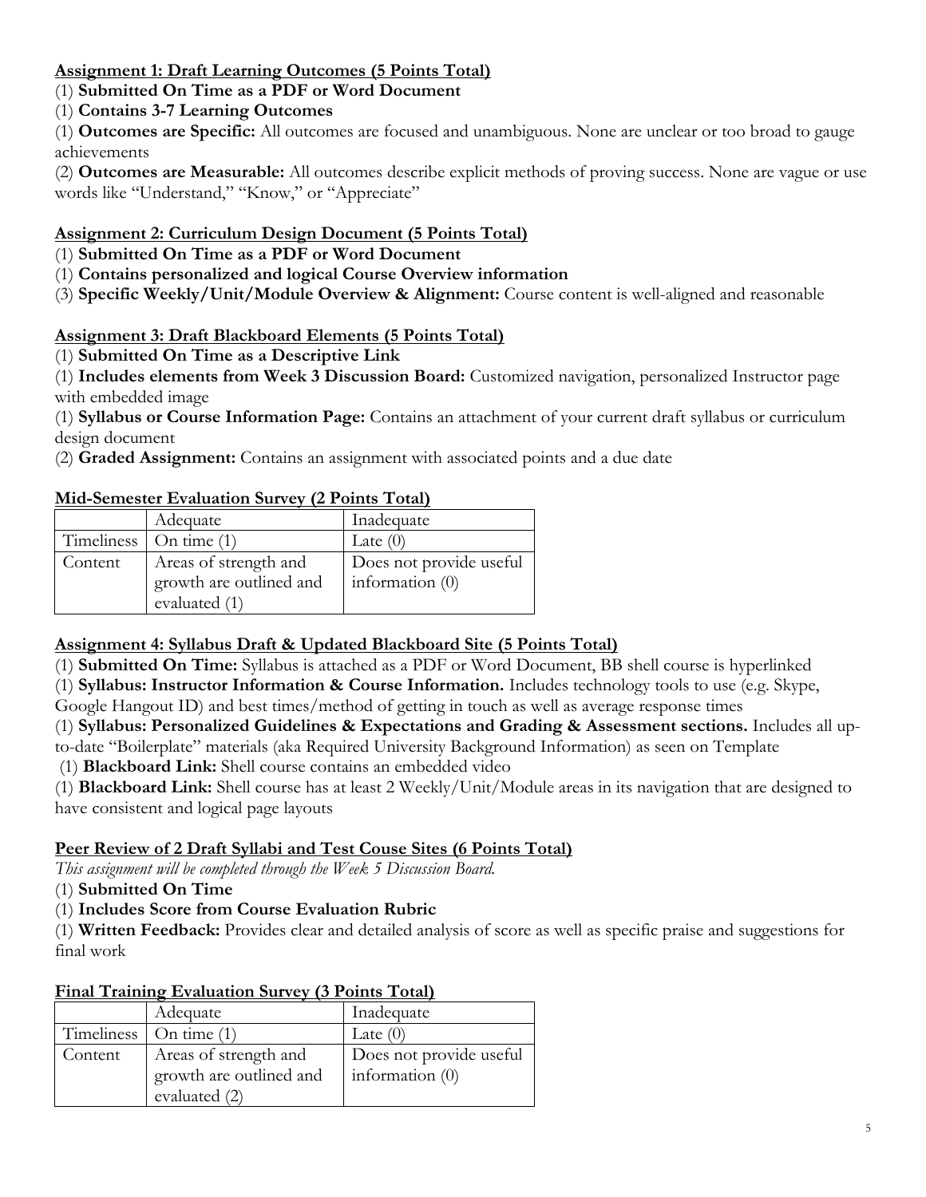**Assignment 1: Draft Learning Outcomes (5 Points Total)**

(1) **Submitted On Time as a PDF or Word Document**

(1) **Contains 3-7 Learning Outcomes**

(1) **Outcomes are Specific:** All outcomes are focused and unambiguous. None are unclear or too broad to gauge achievements

(2) **Outcomes are Measurable:** All outcomes describe explicit methods of proving success. None are vague or use words like "Understand," "Know," or "Appreciate"

**Assignment 2: Curriculum Design Document (5 Points Total)**

(1) **Submitted On Time as a PDF or Word Document**

(1) **Contains personalized and logical Course Overview information**

(3) **Specific Weekly/Unit/Module Overview & Alignment:** Course content is well-aligned and reasonable

**Assignment 3: Draft Blackboard Elements (5 Points Total)**

(1) **Submitted On Time as a Descriptive Link**

(1) **Includes elements from Week 3 Discussion Board:** Customized navigation, personalized Instructor page with embedded image

(1) **Syllabus or Course Information Page:** Contains an attachment of your current draft syllabus or curriculum design document

(2) **Graded Assignment:** Contains an assignment with associated points and a due date

**Mid-Semester Evaluation Survey (2 Points Total)**

| | Adequate | Inadequate |
|---|---|---|
| Timeliness | On time (1) | Late (0) |
| Content | Areas of strength and growth are outlined and evaluated (1) | Does not provide useful information (0) |

**Assignment 4: Syllabus Draft & Updated Blackboard Site (5 Points Total)**

(1) **Submitted On Time:** Syllabus is attached as a PDF or Word Document, BB shell course is hyperlinked

(1) **Syllabus: Instructor Information & Course Information.** Includes technology tools to use (e.g. Skype, Google Hangout ID) and best times/method of getting in touch as well as average response times

(1) **Syllabus: Personalized Guidelines & Expectations and Grading & Assessment sections.** Includes all up-to-date "Boilerplate" materials (aka Required University Background Information) as seen on Template

(1) **Blackboard Link:** Shell course contains an embedded video

(1) **Blackboard Link:** Shell course has at least 2 Weekly/Unit/Module areas in its navigation that are designed to have consistent and logical page layouts

**Peer Review of 2 Draft Syllabi and Test Couse Sites (6 Points Total)**

*This assignment will be completed through the Week 5 Discussion Board.*

(1) **Submitted On Time**

(1) **Includes Score from Course Evaluation Rubric**

(1) **Written Feedback:** Provides clear and detailed analysis of score as well as specific praise and suggestions for final work

**Final Training Evaluation Survey (3 Points Total)**

| | Adequate | Inadequate |
|---|---|---|
| Timeliness | On time (1) | Late (0) |
| Content | Areas of strength and growth are outlined and evaluated (2) | Does not provide useful information (0) |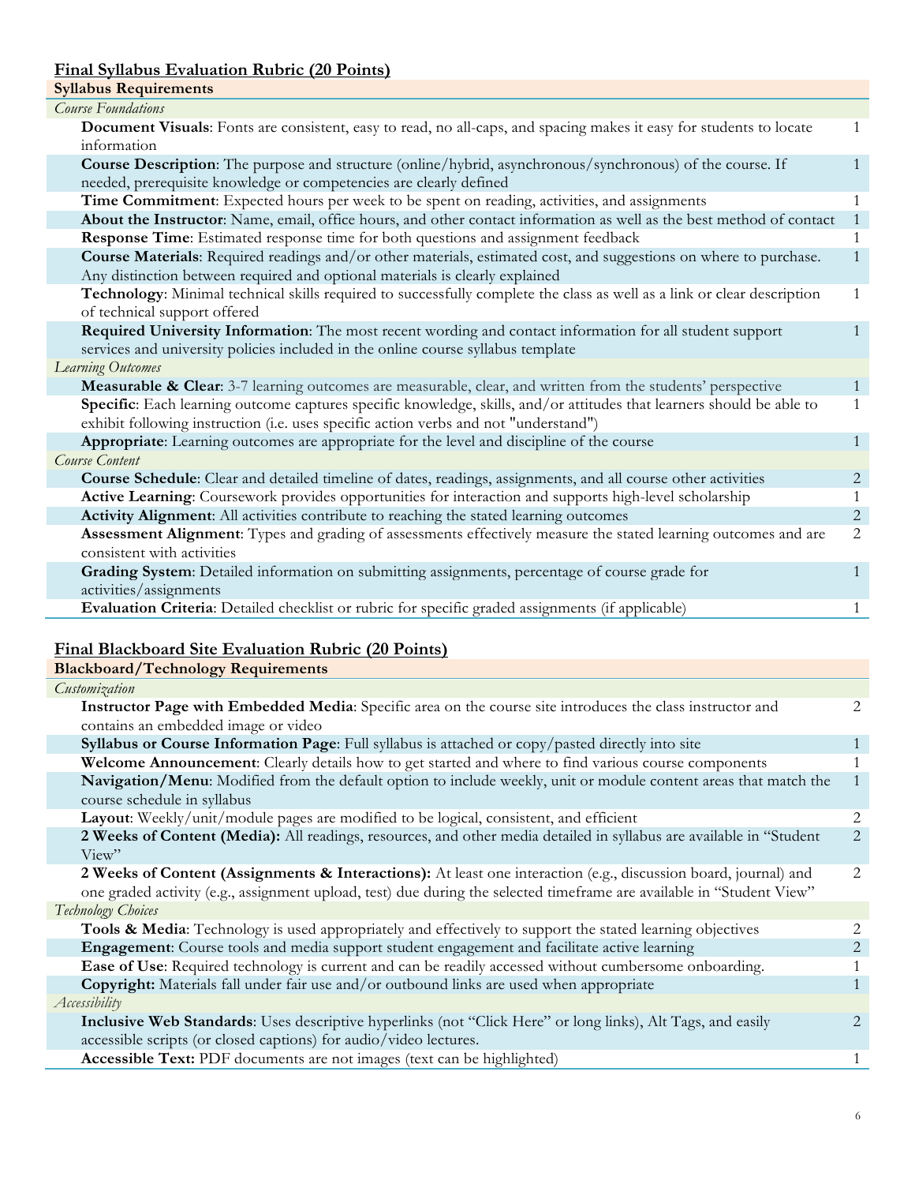## Final Syllabus Evaluation Rubric (20 Points)

| Syllabus Requirements | |
|---|---|
| *Course Foundations* | |
| **Document Visuals**: Fonts are consistent, easy to read, no all-caps, and spacing makes it easy for students to locate information | 1 |
| **Course Description**: The purpose and structure (online/hybrid, asynchronous/synchronous) of the course. If needed, prerequisite knowledge or competencies are clearly defined | 1 |
| **Time Commitment**: Expected hours per week to be spent on reading, activities, and assignments | 1 |
| **About the Instructor**: Name, email, office hours, and other contact information as well as the best method of contact | 1 |
| **Response Time**: Estimated response time for both questions and assignment feedback | 1 |
| **Course Materials**: Required readings and/or other materials, estimated cost, and suggestions on where to purchase. Any distinction between required and optional materials is clearly explained | 1 |
| **Technology**: Minimal technical skills required to successfully complete the class as well as a link or clear description of technical support offered | 1 |
| **Required University Information**: The most recent wording and contact information for all student support services and university policies included in the online course syllabus template | 1 |
| *Learning Outcomes* | |
| **Measurable & Clear**: 3-7 learning outcomes are measurable, clear, and written from the students' perspective | 1 |
| **Specific**: Each learning outcome captures specific knowledge, skills, and/or attitudes that learners should be able to exhibit following instruction (i.e. uses specific action verbs and not "understand") | 1 |
| **Appropriate**: Learning outcomes are appropriate for the level and discipline of the course | 1 |
| *Course Content* | |
| **Course Schedule**: Clear and detailed timeline of dates, readings, assignments, and all course other activities | 2 |
| **Active Learning**: Coursework provides opportunities for interaction and supports high-level scholarship | 1 |
| **Activity Alignment**: All activities contribute to reaching the stated learning outcomes | 2 |
| **Assessment Alignment**: Types and grading of assessments effectively measure the stated learning outcomes and are consistent with activities | 2 |
| **Grading System**: Detailed information on submitting assignments, percentage of course grade for activities/assignments | 1 |
| **Evaluation Criteria**: Detailed checklist or rubric for specific graded assignments (if applicable) | 1 |

## Final Blackboard Site Evaluation Rubric (20 Points)

| Blackboard/Technology Requirements | |
|---|---|
| *Customization* | |
| **Instructor Page with Embedded Media**: Specific area on the course site introduces the class instructor and contains an embedded image or video | 2 |
| **Syllabus or Course Information Page**: Full syllabus is attached or copy/pasted directly into site | 1 |
| **Welcome Announcement**: Clearly details how to get started and where to find various course components | 1 |
| **Navigation/Menu**: Modified from the default option to include weekly, unit or module content areas that match the course schedule in syllabus | 1 |
| **Layout**: Weekly/unit/module pages are modified to be logical, consistent, and efficient | 2 |
| **2 Weeks of Content (Media):** All readings, resources, and other media detailed in syllabus are available in "Student View" | 2 |
| **2 Weeks of Content (Assignments & Interactions):** At least one interaction (e.g., discussion board, journal) and one graded activity (e.g., assignment upload, test) due during the selected timeframe are available in "Student View" | 2 |
| *Technology Choices* | |
| **Tools & Media**: Technology is used appropriately and effectively to support the stated learning objectives | 2 |
| **Engagement**: Course tools and media support student engagement and facilitate active learning | 2 |
| **Ease of Use**: Required technology is current and can be readily accessed without cumbersome onboarding. | 1 |
| **Copyright:** Materials fall under fair use and/or outbound links are used when appropriate | 1 |
| *Accessibility* | |
| **Inclusive Web Standards**: Uses descriptive hyperlinks (not "Click Here" or long links), Alt Tags, and easily accessible scripts (or closed captions) for audio/video lectures. | 2 |
| **Accessible Text:** PDF documents are not images (text can be highlighted) | 1 |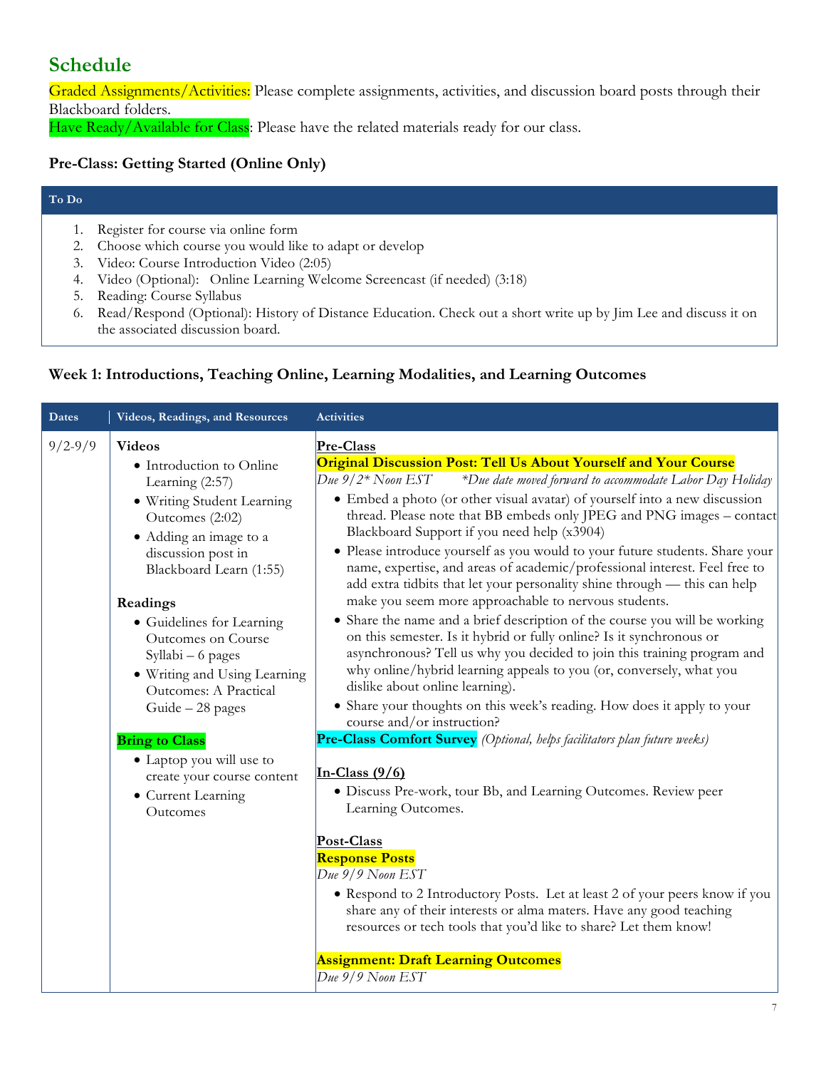## Schedule

Graded Assignments/Activities: Please complete assignments, activities, and discussion board posts through their Blackboard folders.
Have Ready/Available for Class: Please have the related materials ready for our class.

### Pre-Class: Getting Started (Online Only)

| To Do |
|---|
| 1. Register for course via online form<br>2. Choose which course you would like to adapt or develop<br>3. Video: Course Introduction Video (2:05)<br>4. Video (Optional): Online Learning Welcome Screencast (if needed) (3:18)<br>5. Reading: Course Syllabus<br>6. Read/Respond (Optional): History of Distance Education. Check out a short write up by Jim Lee and discuss it on the associated discussion board. |

### Week 1: Introductions, Teaching Online, Learning Modalities, and Learning Outcomes

| Dates | Videos, Readings, and Resources | Activities |
|---|---|---|
| 9/2-9/9 | **Videos**<br>• Introduction to Online Learning (2:57)<br>• Writing Student Learning Outcomes (2:02)<br>• Adding an image to a discussion post in Blackboard Learn (1:55)<br><br>**Readings**<br>• Guidelines for Learning Outcomes on Course Syllabi – 6 pages<br>• Writing and Using Learning Outcomes: A Practical Guide – 28 pages<br><br>**Bring to Class**<br>• Laptop you will use to create your course content<br>• Current Learning Outcomes | **Pre-Class**<br>**Original Discussion Post: Tell Us About Yourself and Your Course**<br>*Due 9/2\* Noon EST \*Due date moved forward to accommodate Labor Day Holiday*<br>• Embed a photo (or other visual avatar) of yourself into a new discussion thread. Please note that BB embeds only JPEG and PNG images – contact Blackboard Support if you need help (x3904)<br>• Please introduce yourself as you would to your future students. Share your name, expertise, and areas of academic/professional interest. Feel free to add extra tidbits that let your personality shine through — this can help make you seem more approachable to nervous students.<br>• Share the name and a brief description of the course you will be working on this semester. Is it hybrid or fully online? Is it synchronous or asynchronous? Tell us why you decided to join this training program and why online/hybrid learning appeals to you (or, conversely, what you dislike about online learning).<br>• Share your thoughts on this week's reading. How does it apply to your course and/or instruction?<br>**Pre-Class Comfort Survey** *(Optional, helps facilitators plan future weeks)*<br><br>**In-Class (9/6)**<br>• Discuss Pre-work, tour Bb, and Learning Outcomes. Review peer Learning Outcomes.<br><br>**Post-Class**<br>**Response Posts**<br>*Due 9/9 Noon EST*<br>• Respond to 2 Introductory Posts. Let at least 2 of your peers know if you share any of their interests or alma maters. Have any good teaching resources or tech tools that you'd like to share? Let them know!<br><br>**Assignment: Draft Learning Outcomes**<br>*Due 9/9 Noon EST* |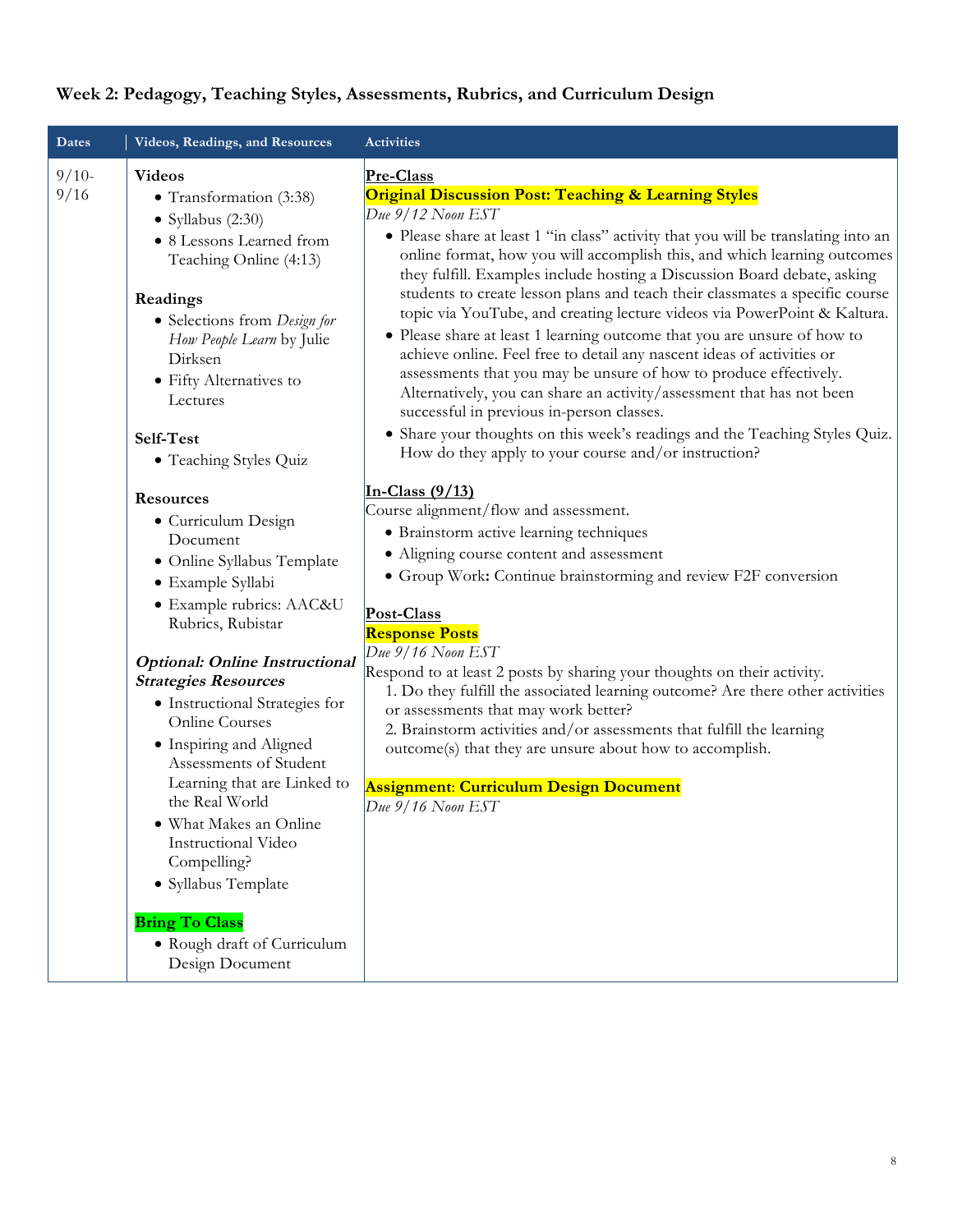## Week 2: Pedagogy, Teaching Styles, Assessments, Rubrics, and Curriculum Design

| Dates | Videos, Readings, and Resources | Activities |
|---|---|---|
| 9/10-9/16 | **Videos**<br>• Transformation (3:38)<br>• Syllabus (2:30)<br>• 8 Lessons Learned from Teaching Online (4:13)<br><br>**Readings**<br>• Selections from *Design for How People Learn* by Julie Dirksen<br>• Fifty Alternatives to Lectures<br><br>**Self-Test**<br>• Teaching Styles Quiz<br><br>**Resources**<br>• Curriculum Design Document<br>• Online Syllabus Template<br>• Example Syllabi<br>• Example rubrics: AAC&U Rubrics, Rubistar<br><br>***Optional: Online Instructional Strategies Resources***<br>• Instructional Strategies for Online Courses<br>• Inspiring and Aligned Assessments of Student Learning that are Linked to the Real World<br>• What Makes an Online Instructional Video Compelling?<br>• Syllabus Template<br><br>**Bring To Class**<br>• Rough draft of Curriculum Design Document | **Pre-Class**<br>**Original Discussion Post: Teaching & Learning Styles**<br>*Due 9/12 Noon EST*<br>• Please share at least 1 "in class" activity that you will be translating into an online format, how you will accomplish this, and which learning outcomes they fulfill. Examples include hosting a Discussion Board debate, asking students to create lesson plans and teach their classmates a specific course topic via YouTube, and creating lecture videos via PowerPoint & Kaltura.<br>• Please share at least 1 learning outcome that you are unsure of how to achieve online. Feel free to detail any nascent ideas of activities or assessments that you may be unsure of how to produce effectively. Alternatively, you can share an activity/assessment that has not been successful in previous in-person classes.<br>• Share your thoughts on this week's readings and the Teaching Styles Quiz. How do they apply to your course and/or instruction?<br><br>**In-Class (9/13)**<br>Course alignment/flow and assessment.<br>• Brainstorm active learning techniques<br>• Aligning course content and assessment<br>• Group Work**:** Continue brainstorming and review F2F conversion<br><br>**Post-Class**<br>**Response Posts**<br>*Due 9/16 Noon EST*<br>Respond to at least 2 posts by sharing your thoughts on their activity.<br>1. Do they fulfill the associated learning outcome? Are there other activities or assessments that may work better?<br>2. Brainstorm activities and/or assessments that fulfill the learning outcome(s) that they are unsure about how to accomplish.<br><br>**Assignment: Curriculum Design Document**<br>*Due 9/16 Noon EST* |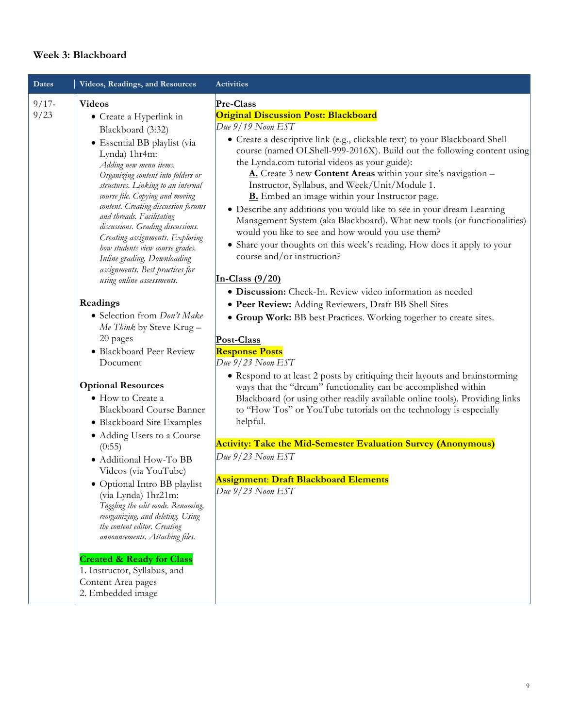### Week 3: Blackboard

| Dates | Videos, Readings, and Resources | Activities |
|---|---|---|
| 9/17-9/23 | **Videos**<br>• Create a Hyperlink in Blackboard (3:32)<br>• Essential BB playlist (via Lynda) 1hr4m: *Adding new menu items. Organizing content into folders or structures. Linking to an internal course file. Copying and moving content. Creating discussion forums and threads. Facilitating discussions. Grading discussions. Creating assignments. Exploring how students view course grades. Inline grading. Downloading assignments. Best practices for using online assessments.*<br><br>**Readings**<br>• Selection from *Don't Make Me Think* by Steve Krug – 20 pages<br>• Blackboard Peer Review Document<br><br>**Optional Resources**<br>• How to Create a Blackboard Course Banner<br>• Blackboard Site Examples<br>• Adding Users to a Course (0:55)<br>• Additional How-To BB Videos (via YouTube)<br>• Optional Intro BB playlist (via Lynda) 1hr21m: *Toggling the edit mode. Renaming, reorganizing, and deleting. Using the content editor. Creating announcements. Attaching files.*<br><br>**Created & Ready for Class**<br>1. Instructor, Syllabus, and Content Area pages<br>2. Embedded image | **Pre-Class**<br>**Original Discussion Post: Blackboard**<br>*Due 9/19 Noon EST*<br>• Create a descriptive link (e.g., clickable text) to your Blackboard Shell course (named OLShell-999-2016X). Build out the following content using the Lynda.com tutorial videos as your guide):<br>**A.** Create 3 new **Content Areas** within your site's navigation – Instructor, Syllabus, and Week/Unit/Module 1.<br>**B.** Embed an image within your Instructor page.<br>• Describe any additions you would like to see in your dream Learning Management System (aka Blackboard). What new tools (or functionalities) would you like to see and how would you use them?<br>• Share your thoughts on this week's reading. How does it apply to your course and/or instruction?<br><br>**In-Class (9/20)**<br>• **Discussion:** Check-In. Review video information as needed<br>• **Peer Review:** Adding Reviewers, Draft BB Shell Sites<br>• **Group Work:** BB best Practices. Working together to create sites.<br><br>**Post-Class**<br>**Response Posts**<br>*Due 9/23 Noon EST*<br>• Respond to at least 2 posts by critiquing their layouts and brainstorming ways that the "dream" functionality can be accomplished within Blackboard (or using other readily available online tools). Providing links to "How Tos" or YouTube tutorials on the technology is especially helpful.<br><br>**Activity: Take the Mid-Semester Evaluation Survey (Anonymous)**<br>*Due 9/23 Noon EST*<br><br>**Assignment: Draft Blackboard Elements**<br>*Due 9/23 Noon EST* |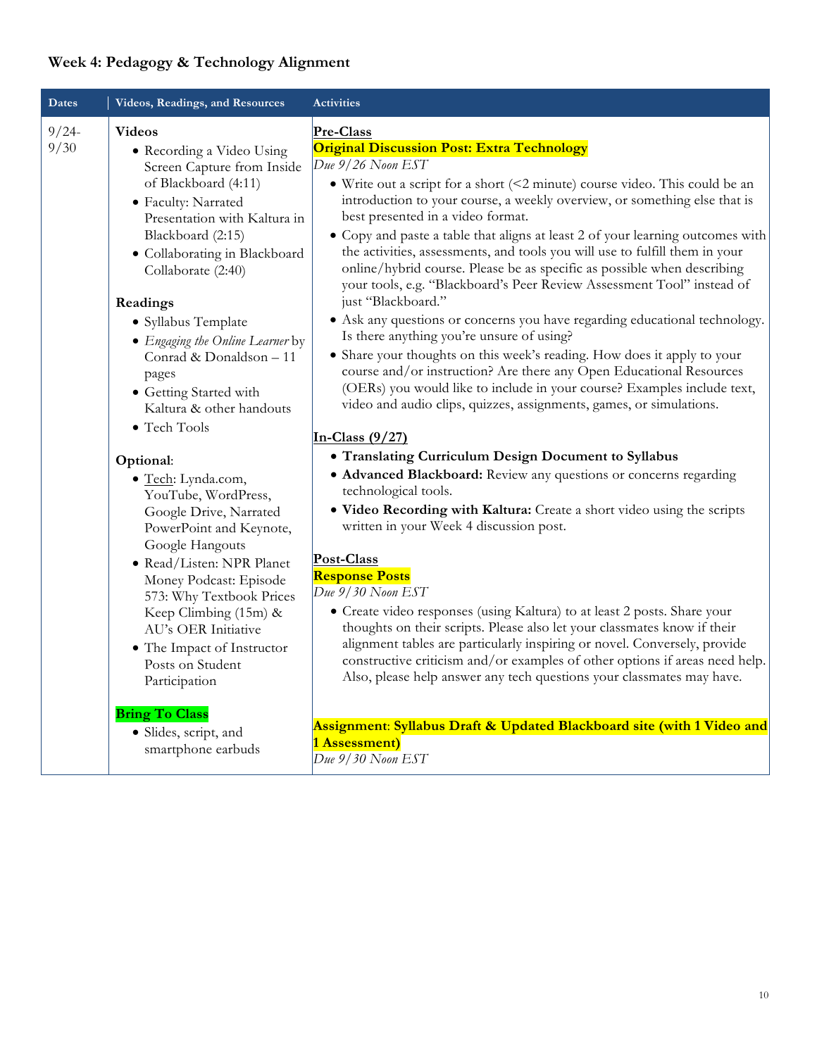### Week 4: Pedagogy & Technology Alignment

| Dates | Videos, Readings, and Resources | Activities |
| --- | --- | --- |
| 9/24-9/30 | **Videos**<br>• Recording a Video Using Screen Capture from Inside of Blackboard (4:11)<br>• Faculty: Narrated Presentation with Kaltura in Blackboard (2:15)<br>• Collaborating in Blackboard Collaborate (2:40)<br><br>**Readings**<br>• Syllabus Template<br>• *Engaging the Online Learner* by Conrad & Donaldson – 11 pages<br>• Getting Started with Kaltura & other handouts<br>• Tech Tools<br><br>**Optional**:<br>• Tech: Lynda.com, YouTube, WordPress, Google Drive, Narrated PowerPoint and Keynote, Google Hangouts<br>• Read/Listen: NPR Planet Money Podcast: Episode 573: Why Textbook Prices Keep Climbing (15m) & AU's OER Initiative<br>• The Impact of Instructor Posts on Student Participation<br><br>**Bring To Class**<br>• Slides, script, and smartphone earbuds | **Pre-Class**<br>**Original Discussion Post: Extra Technology**<br>*Due 9/26 Noon EST*<br>• Write out a script for a short (<2 minute) course video. This could be an introduction to your course, a weekly overview, or something else that is best presented in a video format.<br>• Copy and paste a table that aligns at least 2 of your learning outcomes with the activities, assessments, and tools you will use to fulfill them in your online/hybrid course. Please be as specific as possible when describing your tools, e.g. "Blackboard's Peer Review Assessment Tool" instead of just "Blackboard."<br>• Ask any questions or concerns you have regarding educational technology. Is there anything you're unsure of using?<br>• Share your thoughts on this week's reading. How does it apply to your course and/or instruction? Are there any Open Educational Resources (OERs) you would like to include in your course? Examples include text, video and audio clips, quizzes, assignments, games, or simulations.<br><br>**In-Class (9/27)**<br>• **Translating Curriculum Design Document to Syllabus**<br>• **Advanced Blackboard:** Review any questions or concerns regarding technological tools.<br>• **Video Recording with Kaltura:** Create a short video using the scripts written in your Week 4 discussion post.<br><br>**Post-Class**<br>**Response Posts**<br>*Due 9/30 Noon EST*<br>• Create video responses (using Kaltura) to at least 2 posts. Share your thoughts on their scripts. Please also let your classmates know if their alignment tables are particularly inspiring or novel. Conversely, provide constructive criticism and/or examples of other options if areas need help. Also, please help answer any tech questions your classmates may have.<br><br>**Assignment**: **Syllabus Draft & Updated Blackboard site (with 1 Video and 1 Assessment)**<br>*Due 9/30 Noon EST* |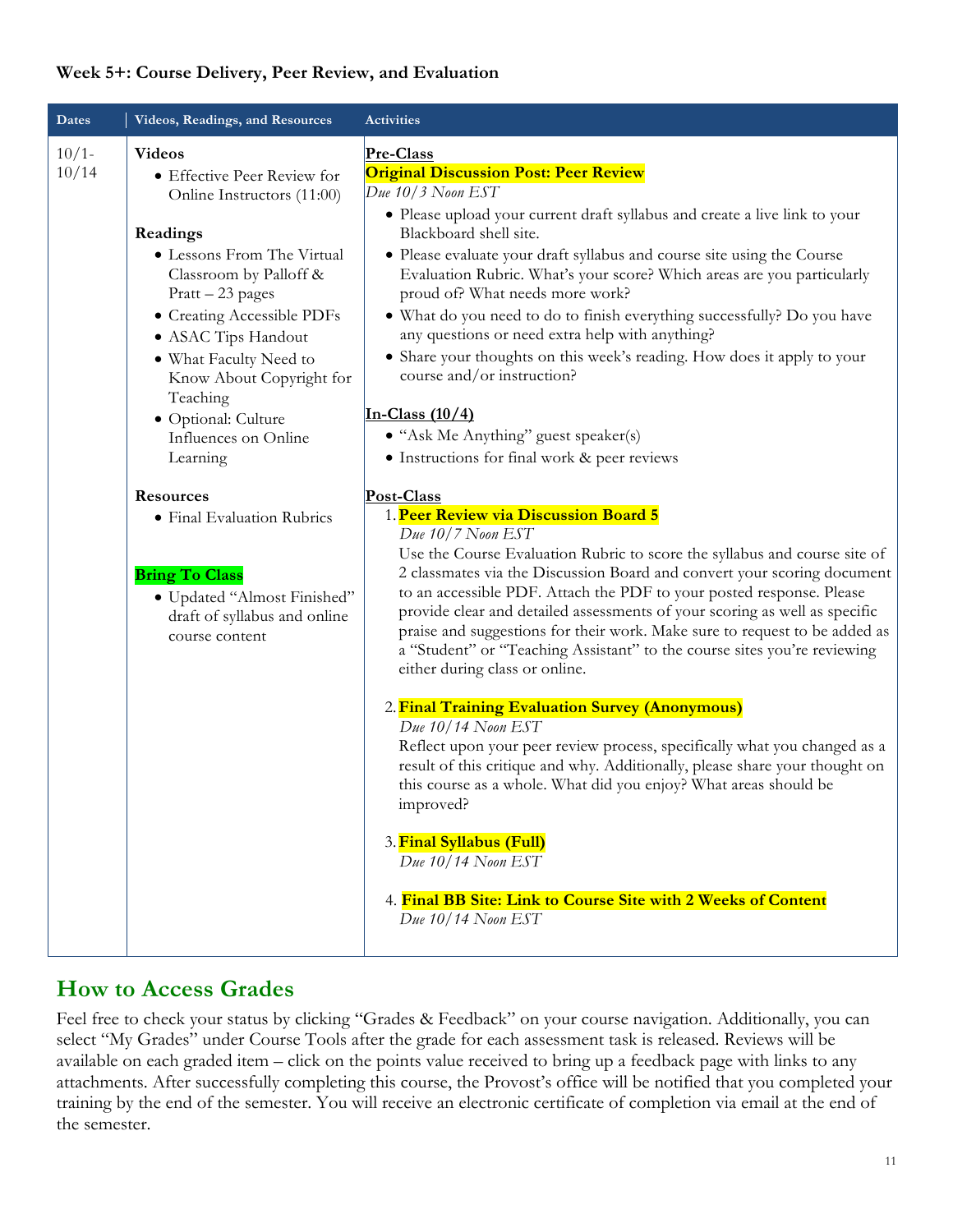**Week 5+: Course Delivery, Peer Review, and Evaluation**

| Dates | Videos, Readings, and Resources | Activities |
| --- | --- | --- |
| 10/1-10/14 | **Videos**<br>• Effective Peer Review for Online Instructors (11:00)<br><br>**Readings**<br>• Lessons From The Virtual Classroom by Palloff & Pratt – 23 pages<br>• Creating Accessible PDFs<br>• ASAC Tips Handout<br>• What Faculty Need to Know About Copyright for Teaching<br>• Optional: Culture Influences on Online Learning<br><br>**Resources**<br>• Final Evaluation Rubrics<br><br>**Bring To Class**<br>• Updated "Almost Finished" draft of syllabus and online course content | **Pre-Class**<br>**Original Discussion Post: Peer Review**<br>*Due 10/3 Noon EST*<br>• Please upload your current draft syllabus and create a live link to your Blackboard shell site.<br>• Please evaluate your draft syllabus and course site using the Course Evaluation Rubric. What's your score? Which areas are you particularly proud of? What needs more work?<br>• What do you need to do to finish everything successfully? Do you have any questions or need extra help with anything?<br>• Share your thoughts on this week's reading. How does it apply to your course and/or instruction?<br><br>**In-Class (10/4)**<br>• "Ask Me Anything" guest speaker(s)<br>• Instructions for final work & peer reviews<br><br>**Post-Class**<br>1. **Peer Review via Discussion Board 5**<br>*Due 10/7 Noon EST*<br>Use the Course Evaluation Rubric to score the syllabus and course site of 2 classmates via the Discussion Board and convert your scoring document to an accessible PDF. Attach the PDF to your posted response. Please provide clear and detailed assessments of your scoring as well as specific praise and suggestions for their work. Make sure to request to be added as a "Student" or "Teaching Assistant" to the course sites you're reviewing either during class or online.<br><br>2. **Final Training Evaluation Survey (Anonymous)**<br>*Due 10/14 Noon EST*<br>Reflect upon your peer review process, specifically what you changed as a result of this critique and why. Additionally, please share your thought on this course as a whole. What did you enjoy? What areas should be improved?<br><br>3. **Final Syllabus (Full)**<br>*Due 10/14 Noon EST*<br><br>4. **Final BB Site: Link to Course Site with 2 Weeks of Content**<br>*Due 10/14 Noon EST* |

## How to Access Grades

Feel free to check your status by clicking "Grades & Feedback" on your course navigation. Additionally, you can select "My Grades" under Course Tools after the grade for each assessment task is released. Reviews will be available on each graded item – click on the points value received to bring up a feedback page with links to any attachments. After successfully completing this course, the Provost's office will be notified that you completed your training by the end of the semester. You will receive an electronic certificate of completion via email at the end of the semester.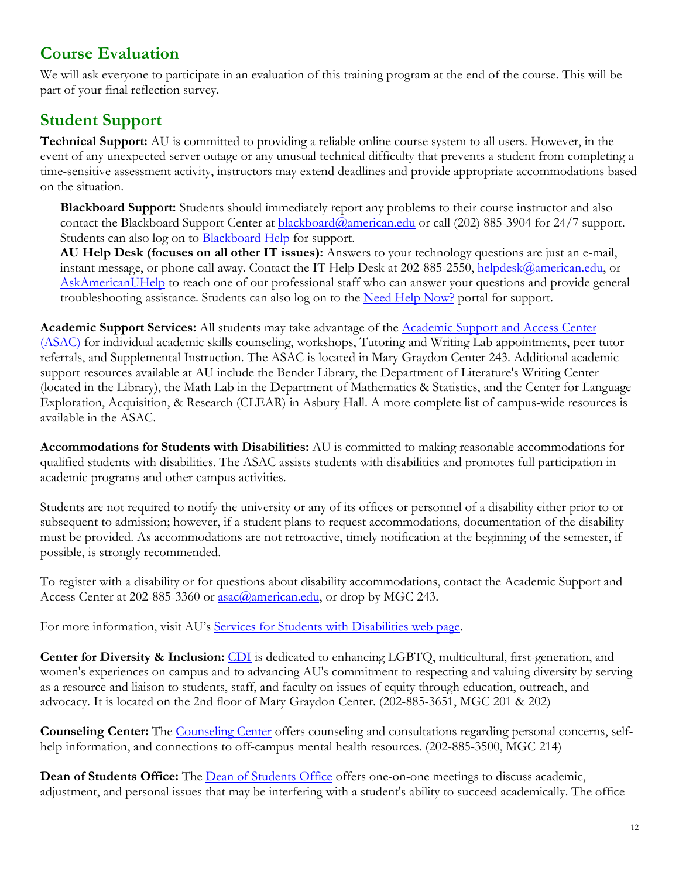## Course Evaluation

We will ask everyone to participate in an evaluation of this training program at the end of the course. This will be part of your final reflection survey.

## Student Support

**Technical Support:** AU is committed to providing a reliable online course system to all users. However, in the event of any unexpected server outage or any unusual technical difficulty that prevents a student from completing a time-sensitive assessment activity, instructors may extend deadlines and provide appropriate accommodations based on the situation.

**Blackboard Support:** Students should immediately report any problems to their course instructor and also contact the Blackboard Support Center at blackboard@american.edu or call (202) 885-3904 for 24/7 support. Students can also log on to Blackboard Help for support.
**AU Help Desk (focuses on all other IT issues):** Answers to your technology questions are just an e-mail, instant message, or phone call away. Contact the IT Help Desk at 202-885-2550, helpdesk@american.edu, or AskAmericanUHelp to reach one of our professional staff who can answer your questions and provide general troubleshooting assistance. Students can also log on to the Need Help Now? portal for support.

**Academic Support Services:** All students may take advantage of the Academic Support and Access Center (ASAC) for individual academic skills counseling, workshops, Tutoring and Writing Lab appointments, peer tutor referrals, and Supplemental Instruction. The ASAC is located in Mary Graydon Center 243. Additional academic support resources available at AU include the Bender Library, the Department of Literature's Writing Center (located in the Library), the Math Lab in the Department of Mathematics & Statistics, and the Center for Language Exploration, Acquisition, & Research (CLEAR) in Asbury Hall. A more complete list of campus-wide resources is available in the ASAC.

**Accommodations for Students with Disabilities:** AU is committed to making reasonable accommodations for qualified students with disabilities. The ASAC assists students with disabilities and promotes full participation in academic programs and other campus activities.

Students are not required to notify the university or any of its offices or personnel of a disability either prior to or subsequent to admission; however, if a student plans to request accommodations, documentation of the disability must be provided. As accommodations are not retroactive, timely notification at the beginning of the semester, if possible, is strongly recommended.

To register with a disability or for questions about disability accommodations, contact the Academic Support and Access Center at 202-885-3360 or asac@american.edu, or drop by MGC 243.

For more information, visit AU's Services for Students with Disabilities web page.

**Center for Diversity & Inclusion:** CDI is dedicated to enhancing LGBTQ, multicultural, first-generation, and women's experiences on campus and to advancing AU's commitment to respecting and valuing diversity by serving as a resource and liaison to students, staff, and faculty on issues of equity through education, outreach, and advocacy. It is located on the 2nd floor of Mary Graydon Center. (202-885-3651, MGC 201 & 202)

**Counseling Center:** The Counseling Center offers counseling and consultations regarding personal concerns, self-help information, and connections to off-campus mental health resources. (202-885-3500, MGC 214)

**Dean of Students Office:** The Dean of Students Office offers one-on-one meetings to discuss academic, adjustment, and personal issues that may be interfering with a student's ability to succeed academically. The office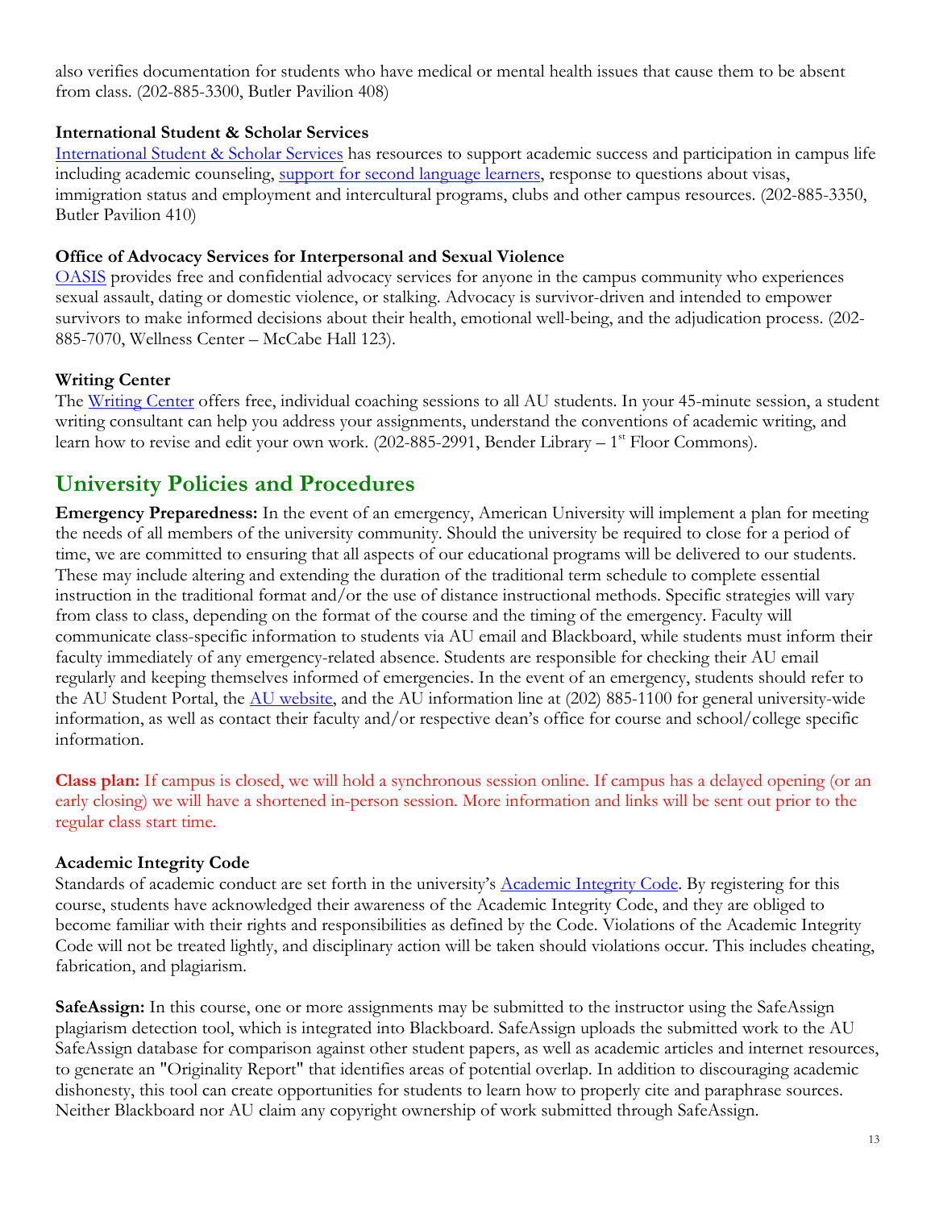also verifies documentation for students who have medical or mental health issues that cause them to be absent from class. (202-885-3300, Butler Pavilion 408)

### International Student & Scholar Services

International Student & Scholar Services has resources to support academic success and participation in campus life including academic counseling, support for second language learners, response to questions about visas, immigration status and employment and intercultural programs, clubs and other campus resources. (202-885-3350, Butler Pavilion 410)

### Office of Advocacy Services for Interpersonal and Sexual Violence

OASIS provides free and confidential advocacy services for anyone in the campus community who experiences sexual assault, dating or domestic violence, or stalking. Advocacy is survivor-driven and intended to empower survivors to make informed decisions about their health, emotional well-being, and the adjudication process. (202-885-7070, Wellness Center – McCabe Hall 123).

### Writing Center

The Writing Center offers free, individual coaching sessions to all AU students. In your 45-minute session, a student writing consultant can help you address your assignments, understand the conventions of academic writing, and learn how to revise and edit your own work. (202-885-2991, Bender Library – 1st Floor Commons).

## University Policies and Procedures

**Emergency Preparedness:** In the event of an emergency, American University will implement a plan for meeting the needs of all members of the university community. Should the university be required to close for a period of time, we are committed to ensuring that all aspects of our educational programs will be delivered to our students. These may include altering and extending the duration of the traditional term schedule to complete essential instruction in the traditional format and/or the use of distance instructional methods. Specific strategies will vary from class to class, depending on the format of the course and the timing of the emergency. Faculty will communicate class-specific information to students via AU email and Blackboard, while students must inform their faculty immediately of any emergency-related absence. Students are responsible for checking their AU email regularly and keeping themselves informed of emergencies. In the event of an emergency, students should refer to the AU Student Portal, the AU website, and the AU information line at (202) 885-1100 for general university-wide information, as well as contact their faculty and/or respective dean's office for course and school/college specific information.

**Class plan:** If campus is closed, we will hold a synchronous session online. If campus has a delayed opening (or an early closing) we will have a shortened in-person session. More information and links will be sent out prior to the regular class start time.

### Academic Integrity Code

Standards of academic conduct are set forth in the university's Academic Integrity Code. By registering for this course, students have acknowledged their awareness of the Academic Integrity Code, and they are obliged to become familiar with their rights and responsibilities as defined by the Code. Violations of the Academic Integrity Code will not be treated lightly, and disciplinary action will be taken should violations occur. This includes cheating, fabrication, and plagiarism.

**SafeAssign:** In this course, one or more assignments may be submitted to the instructor using the SafeAssign plagiarism detection tool, which is integrated into Blackboard. SafeAssign uploads the submitted work to the AU SafeAssign database for comparison against other student papers, as well as academic articles and internet resources, to generate an "Originality Report" that identifies areas of potential overlap. In addition to discouraging academic dishonesty, this tool can create opportunities for students to learn how to properly cite and paraphrase sources. Neither Blackboard nor AU claim any copyright ownership of work submitted through SafeAssign.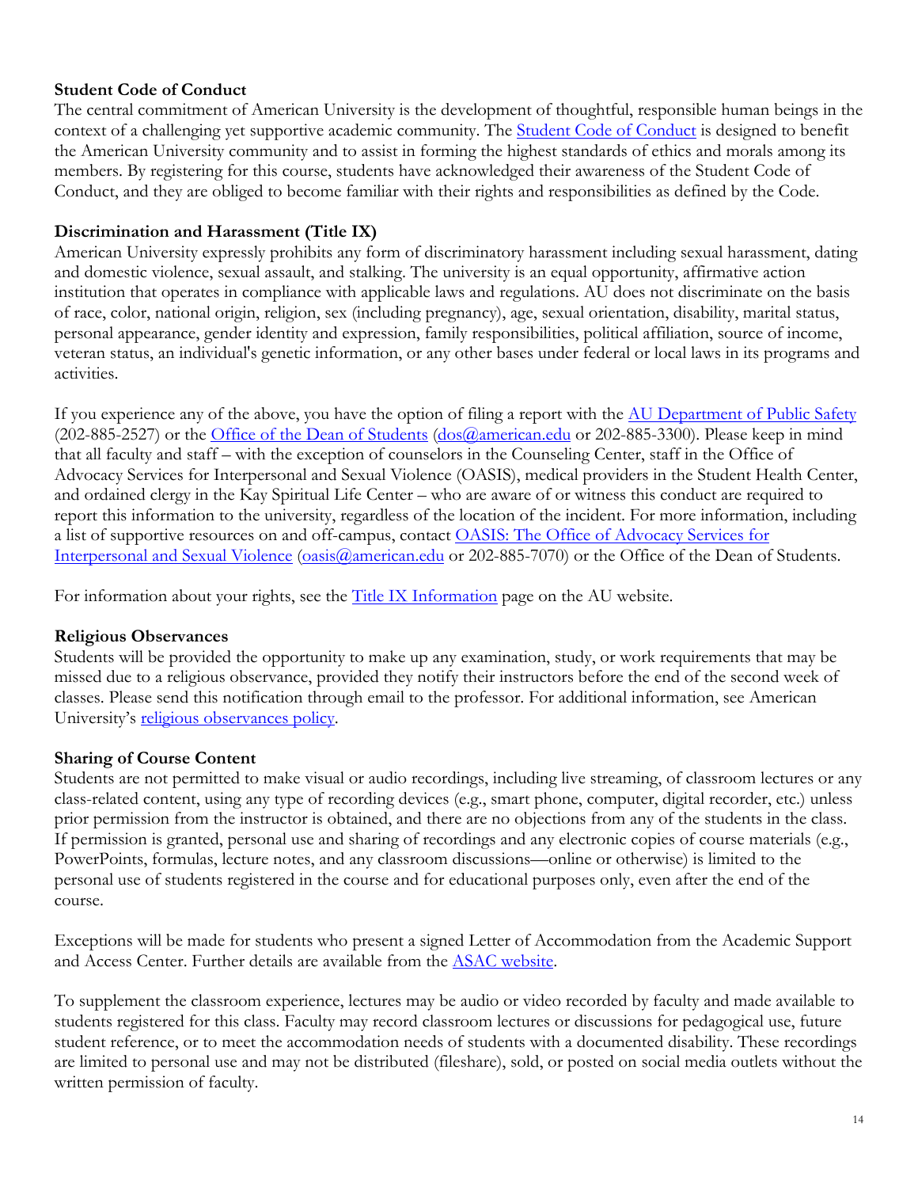**Student Code of Conduct**

The central commitment of American University is the development of thoughtful, responsible human beings in the context of a challenging yet supportive academic community. The Student Code of Conduct is designed to benefit the American University community and to assist in forming the highest standards of ethics and morals among its members. By registering for this course, students have acknowledged their awareness of the Student Code of Conduct, and they are obliged to become familiar with their rights and responsibilities as defined by the Code.

**Discrimination and Harassment (Title IX)**

American University expressly prohibits any form of discriminatory harassment including sexual harassment, dating and domestic violence, sexual assault, and stalking. The university is an equal opportunity, affirmative action institution that operates in compliance with applicable laws and regulations. AU does not discriminate on the basis of race, color, national origin, religion, sex (including pregnancy), age, sexual orientation, disability, marital status, personal appearance, gender identity and expression, family responsibilities, political affiliation, source of income, veteran status, an individual's genetic information, or any other bases under federal or local laws in its programs and activities.

If you experience any of the above, you have the option of filing a report with the AU Department of Public Safety (202-885-2527) or the Office of the Dean of Students (dos@american.edu or 202-885-3300). Please keep in mind that all faculty and staff – with the exception of counselors in the Counseling Center, staff in the Office of Advocacy Services for Interpersonal and Sexual Violence (OASIS), medical providers in the Student Health Center, and ordained clergy in the Kay Spiritual Life Center – who are aware of or witness this conduct are required to report this information to the university, regardless of the location of the incident. For more information, including a list of supportive resources on and off-campus, contact OASIS: The Office of Advocacy Services for Interpersonal and Sexual Violence (oasis@american.edu or 202-885-7070) or the Office of the Dean of Students.

For information about your rights, see the Title IX Information page on the AU website.

**Religious Observances**

Students will be provided the opportunity to make up any examination, study, or work requirements that may be missed due to a religious observance, provided they notify their instructors before the end of the second week of classes. Please send this notification through email to the professor. For additional information, see American University's religious observances policy.

**Sharing of Course Content**

Students are not permitted to make visual or audio recordings, including live streaming, of classroom lectures or any class-related content, using any type of recording devices (e.g., smart phone, computer, digital recorder, etc.) unless prior permission from the instructor is obtained, and there are no objections from any of the students in the class. If permission is granted, personal use and sharing of recordings and any electronic copies of course materials (e.g., PowerPoints, formulas, lecture notes, and any classroom discussions—online or otherwise) is limited to the personal use of students registered in the course and for educational purposes only, even after the end of the course.

Exceptions will be made for students who present a signed Letter of Accommodation from the Academic Support and Access Center. Further details are available from the ASAC website.

To supplement the classroom experience, lectures may be audio or video recorded by faculty and made available to students registered for this class. Faculty may record classroom lectures or discussions for pedagogical use, future student reference, or to meet the accommodation needs of students with a documented disability. These recordings are limited to personal use and may not be distributed (fileshare), sold, or posted on social media outlets without the written permission of faculty.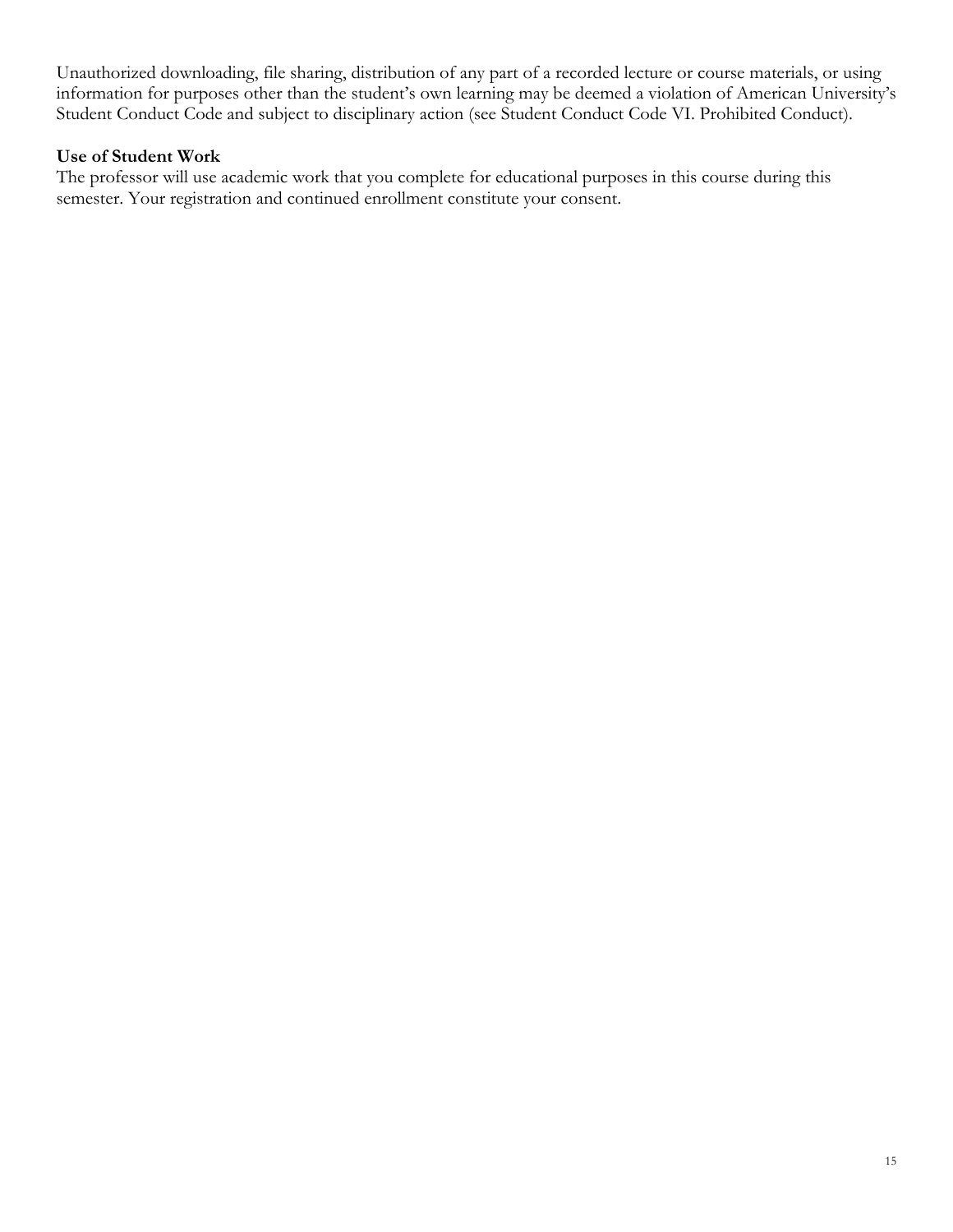Unauthorized downloading, file sharing, distribution of any part of a recorded lecture or course materials, or using information for purposes other than the student's own learning may be deemed a violation of American University's Student Conduct Code and subject to disciplinary action (see Student Conduct Code VI. Prohibited Conduct).

**Use of Student Work**

The professor will use academic work that you complete for educational purposes in this course during this semester. Your registration and continued enrollment constitute your consent.